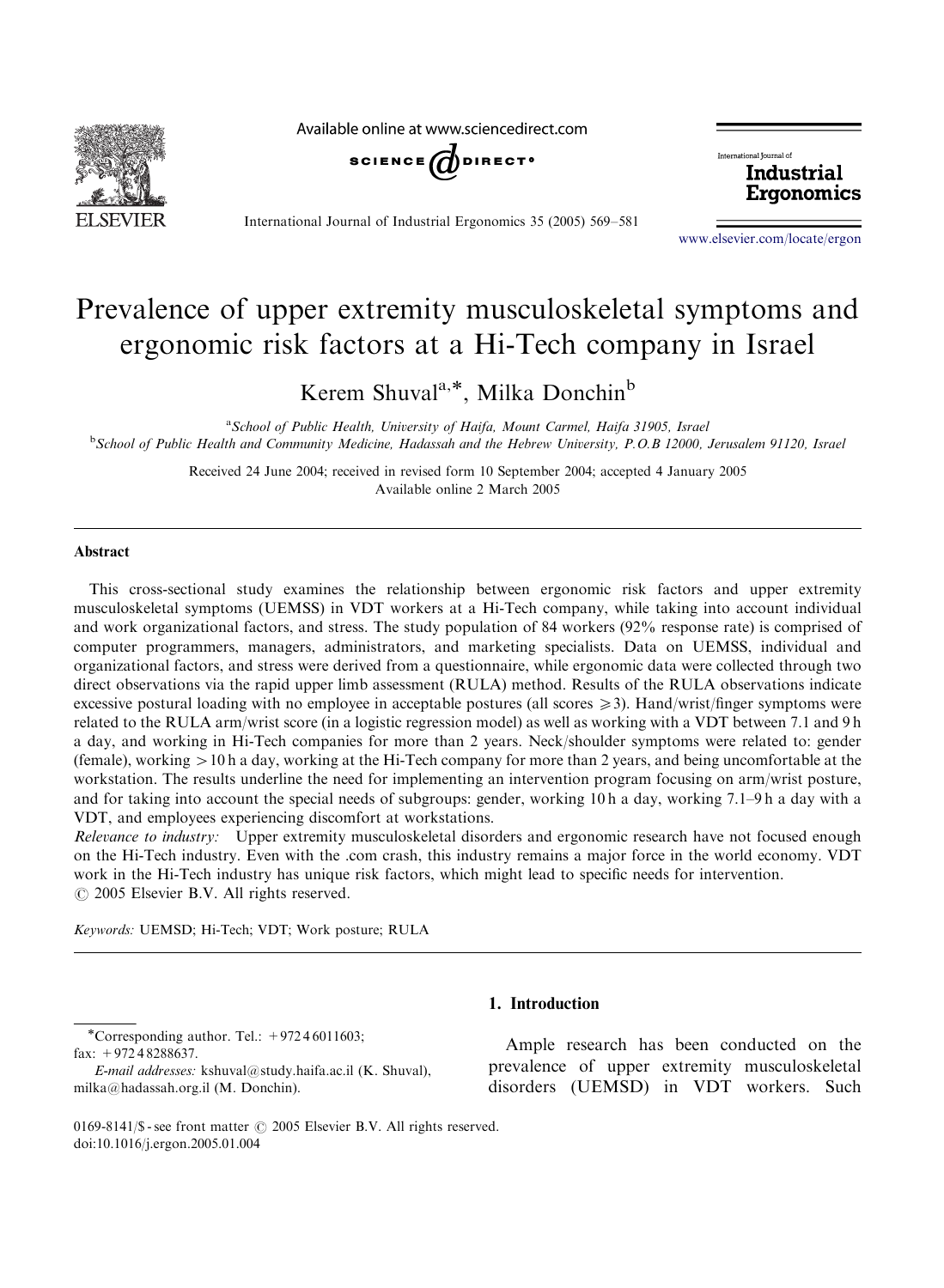# Prevalence of upper extremity musculoskeletal symptoms and ergonomic risk factors at a Hi-Tech company in Israel

Kerem Shuval[a,*], Milka Donchin[b]

[a]School of Public Health, University of Haifa, Mount Carmel, Haifa 31905, Israel
[b]School of Public Health and Community Medicine, Hadassah and the Hebrew University, P.O.B 12000, Jerusalem 91120, Israel

Received 24 June 2004; received in revised form 10 September 2004; accepted 4 January 2005
Available online 2 March 2005

## Abstract

This cross-sectional study examines the relationship between ergonomic risk factors and upper extremity musculoskeletal symptoms (UEMSS) in VDT workers at a Hi-Tech company, while taking into account individual and work organizational factors, and stress. The study population of 84 workers (92% response rate) is comprised of computer programmers, managers, administrators, and marketing specialists. Data on UEMSS, individual and organizational factors, and stress were derived from a questionnaire, while ergonomic data were collected through two direct observations via the rapid upper limb assessment (RULA) method. Results of the RULA observations indicate excessive postural loading with no employee in acceptable postures (all scores $\geqslant 3$). Hand/wrist/finger symptoms were related to the RULA arm/wrist score (in a logistic regression model) as well as working with a VDT between 7.1 and 9 h a day, and working in Hi-Tech companies for more than 2 years. Neck/shoulder symptoms were related to: gender (female), working $>10$ h a day, working at the Hi-Tech company for more than 2 years, and being uncomfortable at the workstation. The results underline the need for implementing an intervention program focusing on arm/wrist posture, and for taking into account the special needs of subgroups: gender, working 10 h a day, working 7.1–9 h a day with a VDT, and employees experiencing discomfort at workstations.

*Relevance to industry:* Upper extremity musculoskeletal disorders and ergonomic research have not focused enough on the Hi-Tech industry. Even with the .com crash, this industry remains a major force in the world economy. VDT work in the Hi-Tech industry has unique risk factors, which might lead to specific needs for intervention.
© 2005 Elsevier B.V. All rights reserved.

*Keywords:* UEMSD; Hi-Tech; VDT; Work posture; RULA

## 1. Introduction

Ample research has been conducted on the prevalence of upper extremity musculoskeletal disorders (UEMSD) in VDT workers. Such

*Corresponding author. Tel.: +972 4 6011603; fax: +972 4 8288637.
*E-mail addresses:* kshuval@study.haifa.ac.il (K. Shuval), milka@hadassah.org.il (M. Donchin).

0169-8141/$ - see front matter © 2005 Elsevier B.V. All rights reserved.
doi:10.1016/j.ergon.2005.01.004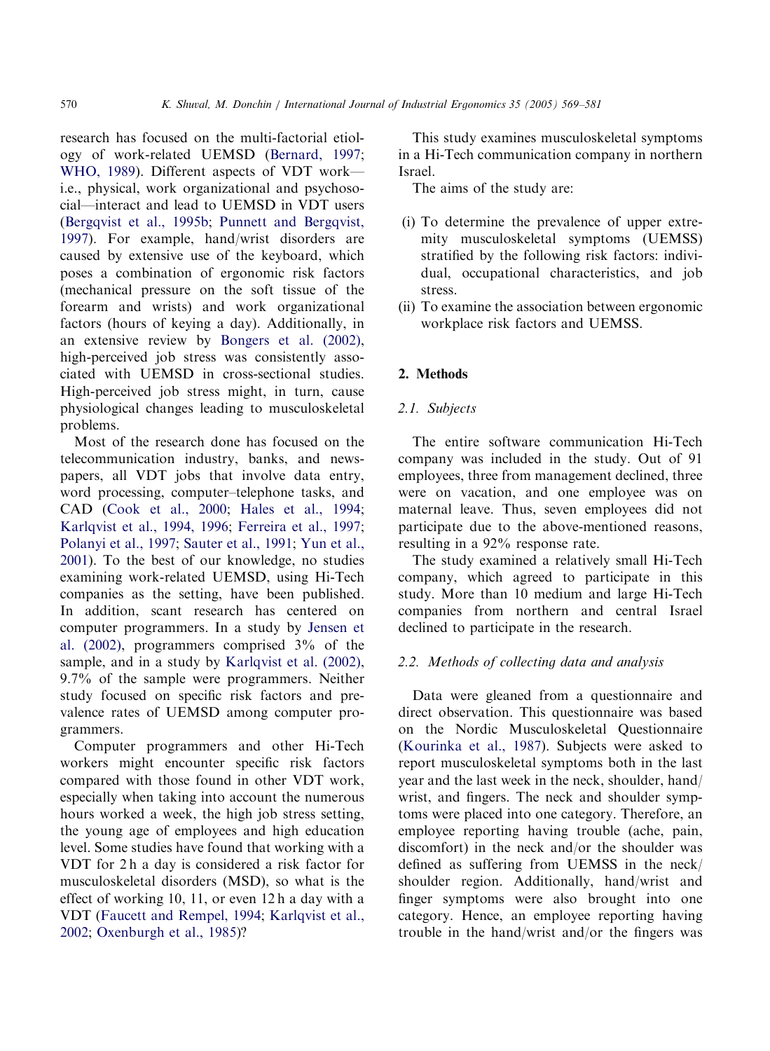research has focused on the multi-factorial etiology of work-related UEMSD (Bernard, 1997; WHO, 1989). Different aspects of VDT work—i.e., physical, work organizational and psychosocial—interact and lead to UEMSD in VDT users (Bergqvist et al., 1995b; Punnett and Bergqvist, 1997). For example, hand/wrist disorders are caused by extensive use of the keyboard, which poses a combination of ergonomic risk factors (mechanical pressure on the soft tissue of the forearm and wrists) and work organizational factors (hours of keying a day). Additionally, in an extensive review by Bongers et al. (2002), high-perceived job stress was consistently associated with UEMSD in cross-sectional studies. High-perceived job stress might, in turn, cause physiological changes leading to musculoskeletal problems.

Most of the research done has focused on the telecommunication industry, banks, and newspapers, all VDT jobs that involve data entry, word processing, computer–telephone tasks, and CAD (Cook et al., 2000; Hales et al., 1994; Karlqvist et al., 1994, 1996; Ferreira et al., 1997; Polanyi et al., 1997; Sauter et al., 1991; Yun et al., 2001). To the best of our knowledge, no studies examining work-related UEMSD, using Hi-Tech companies as the setting, have been published. In addition, scant research has centered on computer programmers. In a study by Jensen et al. (2002), programmers comprised 3% of the sample, and in a study by Karlqvist et al. (2002), 9.7% of the sample were programmers. Neither study focused on specific risk factors and prevalence rates of UEMSD among computer programmers.

Computer programmers and other Hi-Tech workers might encounter specific risk factors compared with those found in other VDT work, especially when taking into account the numerous hours worked a week, the high job stress setting, the young age of employees and high education level. Some studies have found that working with a VDT for 2 h a day is considered a risk factor for musculoskeletal disorders (MSD), so what is the effect of working 10, 11, or even 12 h a day with a VDT (Faucett and Rempel, 1994; Karlqvist et al., 2002; Oxenburgh et al., 1985)?

This study examines musculoskeletal symptoms in a Hi-Tech communication company in northern Israel.

The aims of the study are:

(i) To determine the prevalence of upper extremity musculoskeletal symptoms (UEMSS) stratified by the following risk factors: individual, occupational characteristics, and job stress.
(ii) To examine the association between ergonomic workplace risk factors and UEMSS.

## 2. Methods

### 2.1. Subjects

The entire software communication Hi-Tech company was included in the study. Out of 91 employees, three from management declined, three were on vacation, and one employee was on maternal leave. Thus, seven employees did not participate due to the above-mentioned reasons, resulting in a 92% response rate.

The study examined a relatively small Hi-Tech company, which agreed to participate in this study. More than 10 medium and large Hi-Tech companies from northern and central Israel declined to participate in the research.

### 2.2. Methods of collecting data and analysis

Data were gleaned from a questionnaire and direct observation. This questionnaire was based on the Nordic Musculoskeletal Questionnaire (Kourinka et al., 1987). Subjects were asked to report musculoskeletal symptoms both in the last year and the last week in the neck, shoulder, hand/wrist, and fingers. The neck and shoulder symptoms were placed into one category. Therefore, an employee reporting having trouble (ache, pain, discomfort) in the neck and/or the shoulder was defined as suffering from UEMSS in the neck/shoulder region. Additionally, hand/wrist and finger symptoms were also brought into one category. Hence, an employee reporting having trouble in the hand/wrist and/or the fingers was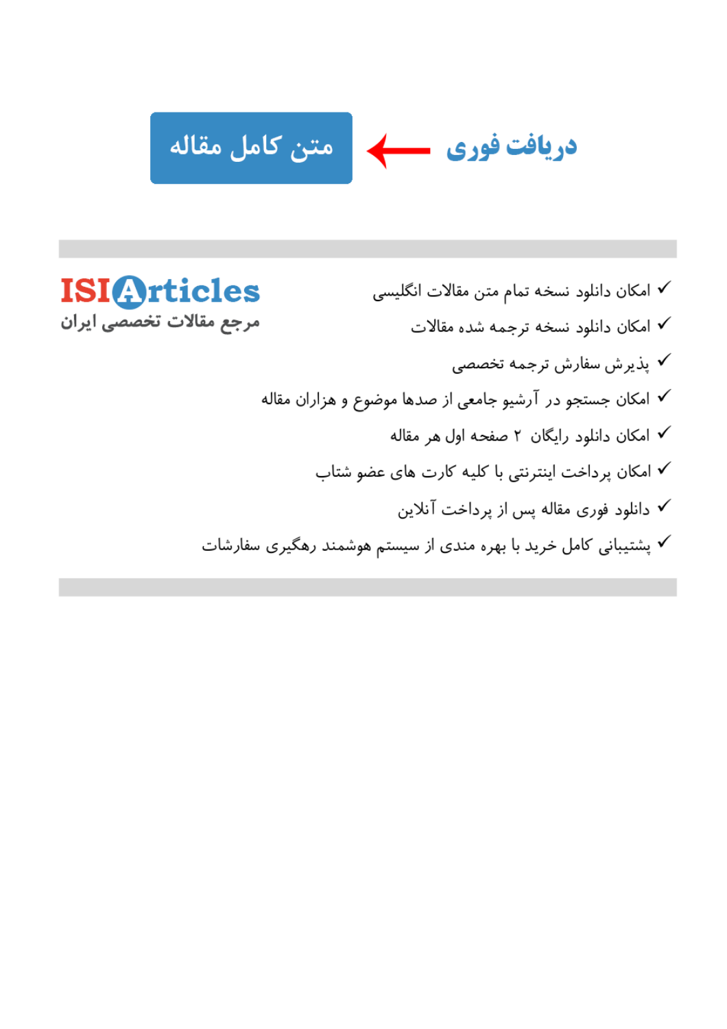دریافت فوری ← متن کامل مقاله

**ISIArticles**
مرجع مقالات تخصصی ایران

- ✓ امکان دانلود نسخه تمام متن مقالات انگلیسی
- ✓ امکان دانلود نسخه ترجمه شده مقالات
- ✓ پذیرش سفارش ترجمه تخصصی
- ✓ امکان جستجو در آرشیو جامعی از صدها موضوع و هزاران مقاله
- ✓ امکان دانلود رایگان ۲ صفحه اول هر مقاله
- ✓ امکان پرداخت اینترنتی با کلیه کارت های عضو شتاب
- ✓ دانلود فوری مقاله پس از پرداخت آنلاین
- ✓ پشتیبانی کامل خرید با بهره مندی از سیستم هوشمند رهگیری سفارشات